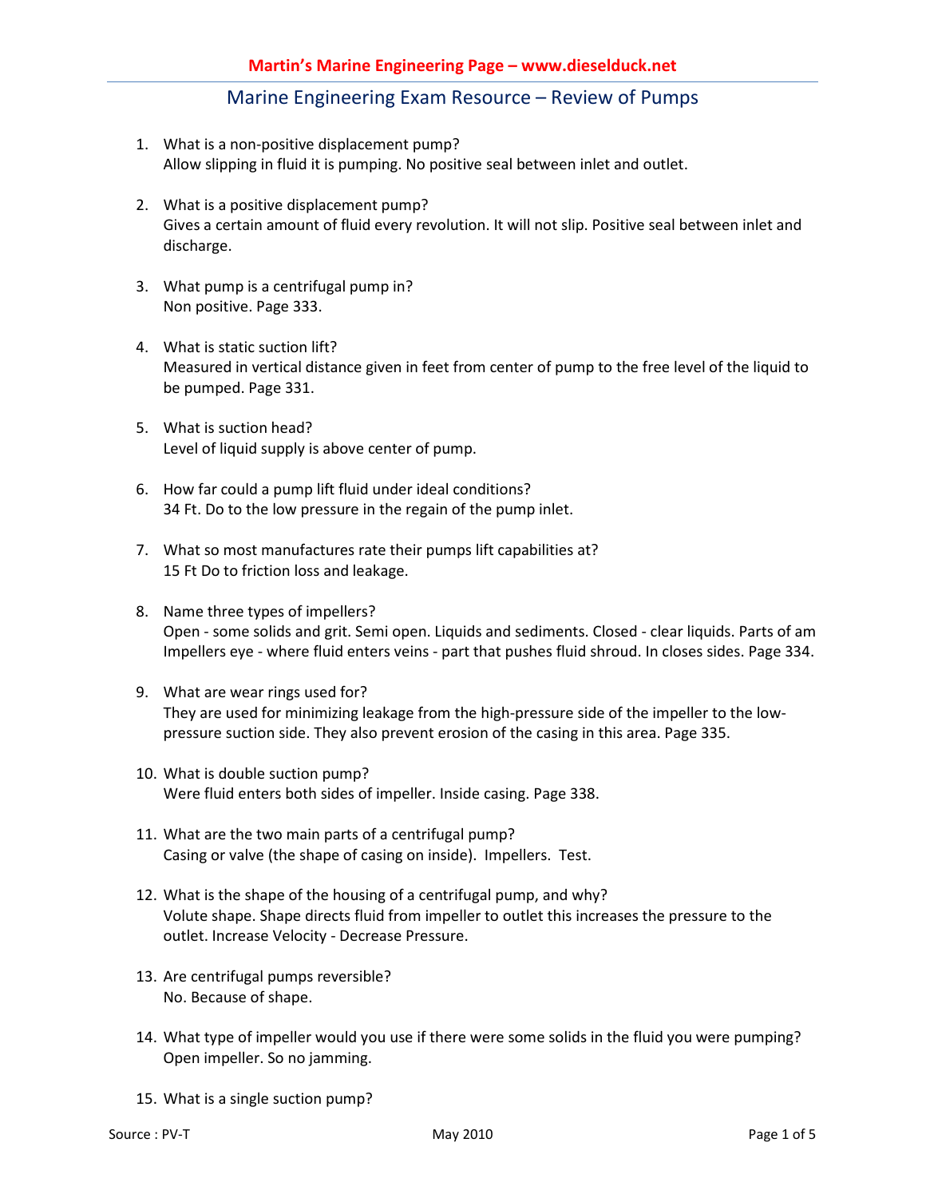# Martin's Marine Engineering Page – www.dieselduck.net

## Marine Engineering Exam Resource – Review of Pumps

1. What is a non-positive displacement pump?
   Allow slipping in fluid it is pumping. No positive seal between inlet and outlet.

2. What is a positive displacement pump?
   Gives a certain amount of fluid every revolution. It will not slip. Positive seal between inlet and discharge.

3. What pump is a centrifugal pump in?
   Non positive. Page 333.

4. What is static suction lift?
   Measured in vertical distance given in feet from center of pump to the free level of the liquid to be pumped. Page 331.

5. What is suction head?
   Level of liquid supply is above center of pump.

6. How far could a pump lift fluid under ideal conditions?
   34 Ft. Do to the low pressure in the regain of the pump inlet.

7. What so most manufactures rate their pumps lift capabilities at?
   15 Ft Do to friction loss and leakage.

8. Name three types of impellers?
   Open - some solids and grit. Semi open. Liquids and sediments. Closed - clear liquids. Parts of am Impellers eye - where fluid enters veins - part that pushes fluid shroud. In closes sides. Page 334.

9. What are wear rings used for?
   They are used for minimizing leakage from the high-pressure side of the impeller to the low-pressure suction side. They also prevent erosion of the casing in this area. Page 335.

10. What is double suction pump?
    Were fluid enters both sides of impeller. Inside casing. Page 338.

11. What are the two main parts of a centrifugal pump?
    Casing or valve (the shape of casing on inside). Impellers. Test.

12. What is the shape of the housing of a centrifugal pump, and why?
    Volute shape. Shape directs fluid from impeller to outlet this increases the pressure to the outlet. Increase Velocity - Decrease Pressure.

13. Are centrifugal pumps reversible?
    No. Because of shape.

14. What type of impeller would you use if there were some solids in the fluid you were pumping?
    Open impeller. So no jamming.

15. What is a single suction pump?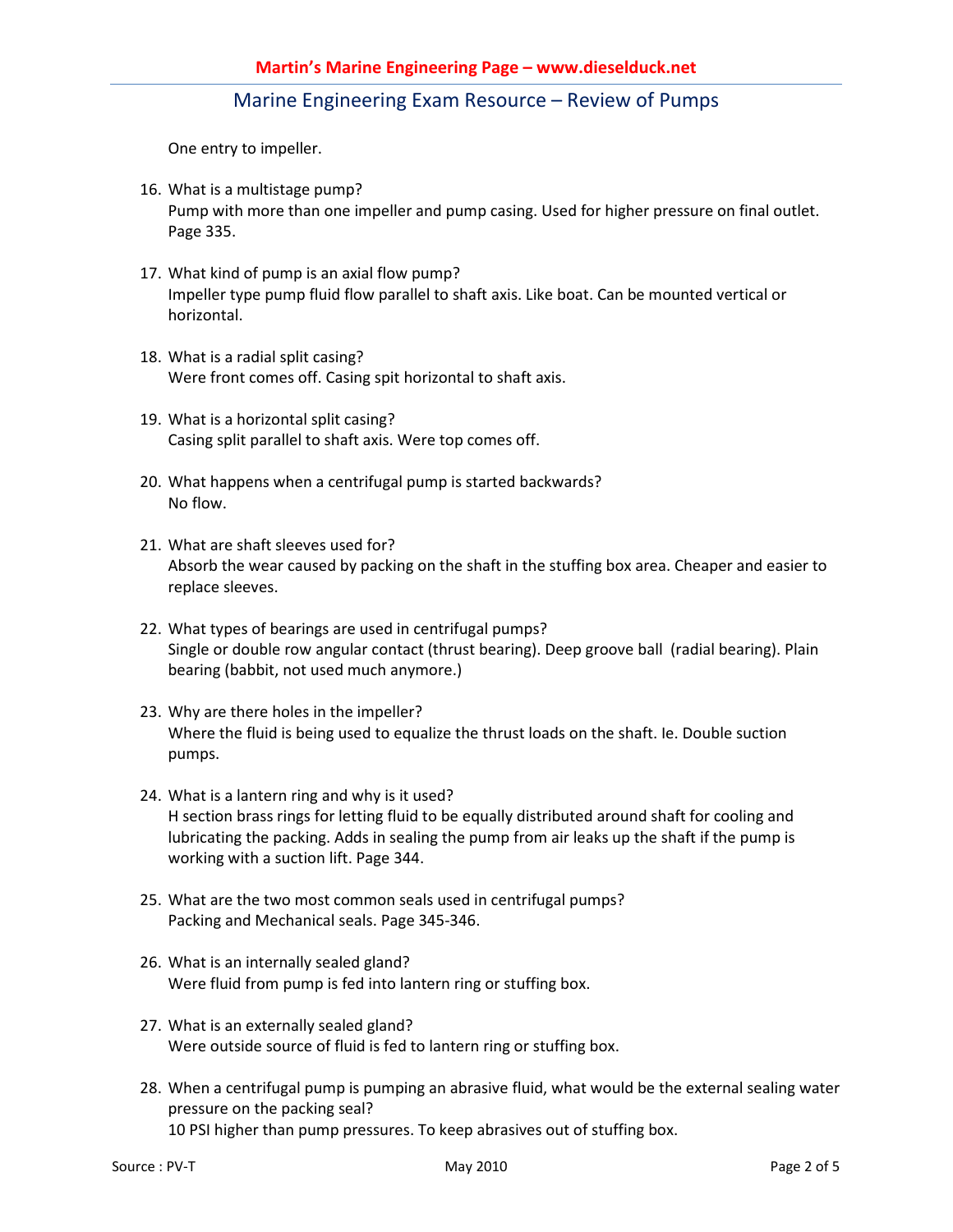One entry to impeller.

16. What is a multistage pump?
    Pump with more than one impeller and pump casing. Used for higher pressure on final outlet. Page 335.

17. What kind of pump is an axial flow pump?
    Impeller type pump fluid flow parallel to shaft axis. Like boat. Can be mounted vertical or horizontal.

18. What is a radial split casing?
    Were front comes off. Casing spit horizontal to shaft axis.

19. What is a horizontal split casing?
    Casing split parallel to shaft axis. Were top comes off.

20. What happens when a centrifugal pump is started backwards?
    No flow.

21. What are shaft sleeves used for?
    Absorb the wear caused by packing on the shaft in the stuffing box area. Cheaper and easier to replace sleeves.

22. What types of bearings are used in centrifugal pumps?
    Single or double row angular contact (thrust bearing). Deep groove ball (radial bearing). Plain bearing (babbit, not used much anymore.)

23. Why are there holes in the impeller?
    Where the fluid is being used to equalize the thrust loads on the shaft. Ie. Double suction pumps.

24. What is a lantern ring and why is it used?
    H section brass rings for letting fluid to be equally distributed around shaft for cooling and lubricating the packing. Adds in sealing the pump from air leaks up the shaft if the pump is working with a suction lift. Page 344.

25. What are the two most common seals used in centrifugal pumps?
    Packing and Mechanical seals. Page 345-346.

26. What is an internally sealed gland?
    Were fluid from pump is fed into lantern ring or stuffing box.

27. What is an externally sealed gland?
    Were outside source of fluid is fed to lantern ring or stuffing box.

28. When a centrifugal pump is pumping an abrasive fluid, what would be the external sealing water pressure on the packing seal?
    10 PSI higher than pump pressures. To keep abrasives out of stuffing box.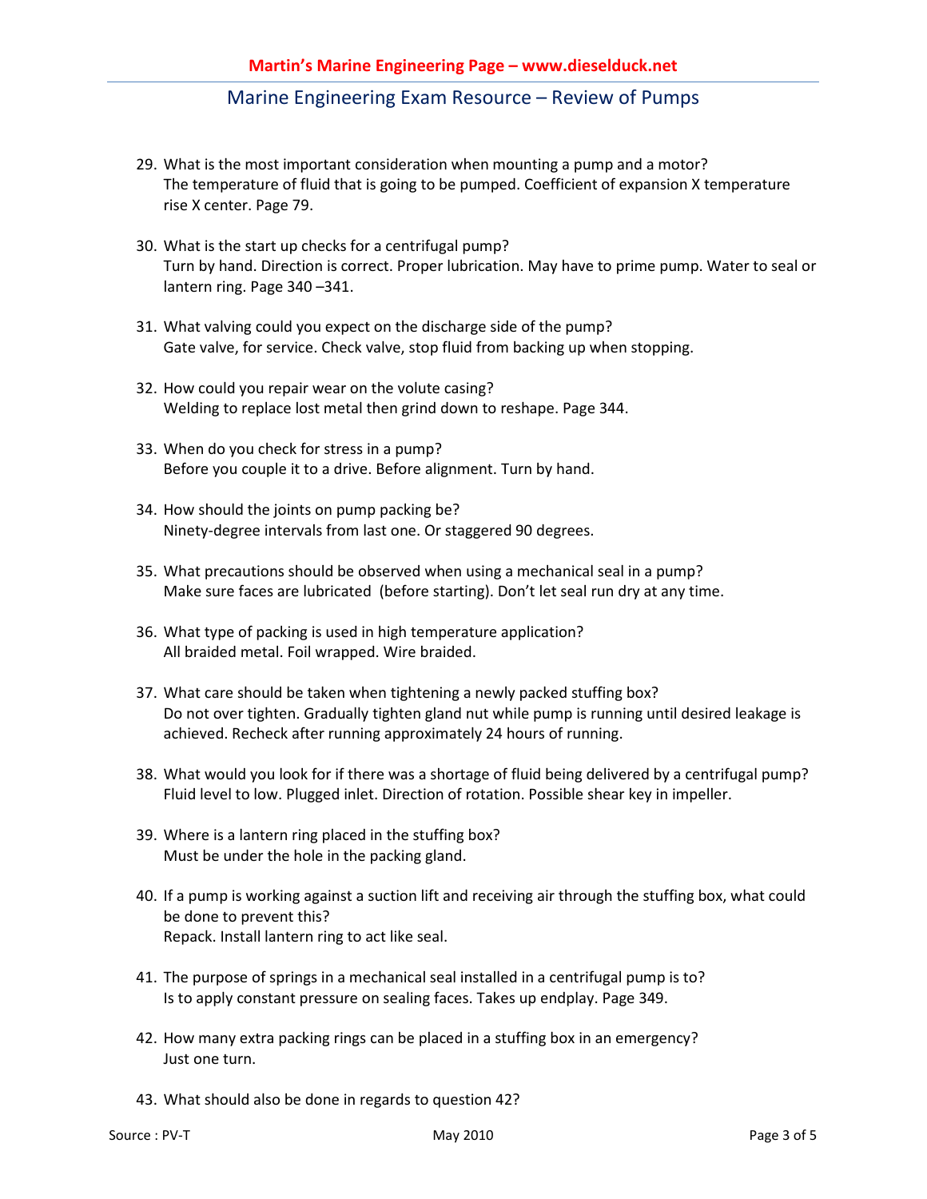29. What is the most important consideration when mounting a pump and a motor?
    The temperature of fluid that is going to be pumped. Coefficient of expansion X temperature rise X center. Page 79.

30. What is the start up checks for a centrifugal pump?
    Turn by hand. Direction is correct. Proper lubrication. May have to prime pump. Water to seal or lantern ring. Page 340 –341.

31. What valving could you expect on the discharge side of the pump?
    Gate valve, for service. Check valve, stop fluid from backing up when stopping.

32. How could you repair wear on the volute casing?
    Welding to replace lost metal then grind down to reshape. Page 344.

33. When do you check for stress in a pump?
    Before you couple it to a drive. Before alignment. Turn by hand.

34. How should the joints on pump packing be?
    Ninety-degree intervals from last one. Or staggered 90 degrees.

35. What precautions should be observed when using a mechanical seal in a pump?
    Make sure faces are lubricated (before starting). Don't let seal run dry at any time.

36. What type of packing is used in high temperature application?
    All braided metal. Foil wrapped. Wire braided.

37. What care should be taken when tightening a newly packed stuffing box?
    Do not over tighten. Gradually tighten gland nut while pump is running until desired leakage is achieved. Recheck after running approximately 24 hours of running.

38. What would you look for if there was a shortage of fluid being delivered by a centrifugal pump?
    Fluid level to low. Plugged inlet. Direction of rotation. Possible shear key in impeller.

39. Where is a lantern ring placed in the stuffing box?
    Must be under the hole in the packing gland.

40. If a pump is working against a suction lift and receiving air through the stuffing box, what could be done to prevent this?
    Repack. Install lantern ring to act like seal.

41. The purpose of springs in a mechanical seal installed in a centrifugal pump is to?
    Is to apply constant pressure on sealing faces. Takes up endplay. Page 349.

42. How many extra packing rings can be placed in a stuffing box in an emergency?
    Just one turn.

43. What should also be done in regards to question 42?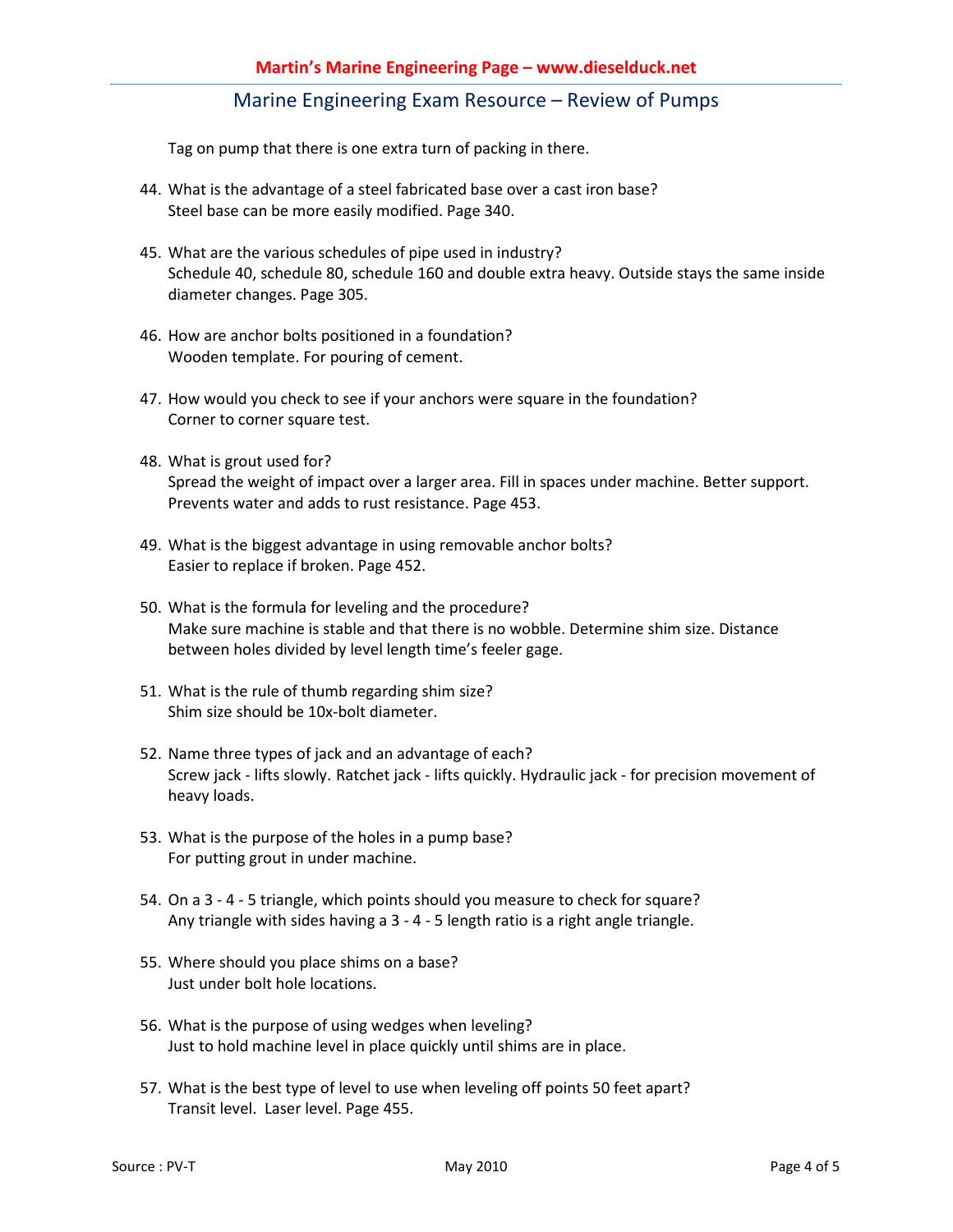Tag on pump that there is one extra turn of packing in there.

44. What is the advantage of a steel fabricated base over a cast iron base?
    Steel base can be more easily modified. Page 340.

45. What are the various schedules of pipe used in industry?
    Schedule 40, schedule 80, schedule 160 and double extra heavy. Outside stays the same inside diameter changes. Page 305.

46. How are anchor bolts positioned in a foundation?
    Wooden template. For pouring of cement.

47. How would you check to see if your anchors were square in the foundation?
    Corner to corner square test.

48. What is grout used for?
    Spread the weight of impact over a larger area. Fill in spaces under machine. Better support. Prevents water and adds to rust resistance. Page 453.

49. What is the biggest advantage in using removable anchor bolts?
    Easier to replace if broken. Page 452.

50. What is the formula for leveling and the procedure?
    Make sure machine is stable and that there is no wobble. Determine shim size. Distance between holes divided by level length time's feeler gage.

51. What is the rule of thumb regarding shim size?
    Shim size should be 10x-bolt diameter.

52. Name three types of jack and an advantage of each?
    Screw jack - lifts slowly. Ratchet jack - lifts quickly. Hydraulic jack - for precision movement of heavy loads.

53. What is the purpose of the holes in a pump base?
    For putting grout in under machine.

54. On a 3 - 4 - 5 triangle, which points should you measure to check for square?
    Any triangle with sides having a 3 - 4 - 5 length ratio is a right angle triangle.

55. Where should you place shims on a base?
    Just under bolt hole locations.

56. What is the purpose of using wedges when leveling?
    Just to hold machine level in place quickly until shims are in place.

57. What is the best type of level to use when leveling off points 50 feet apart?
    Transit level. Laser level. Page 455.